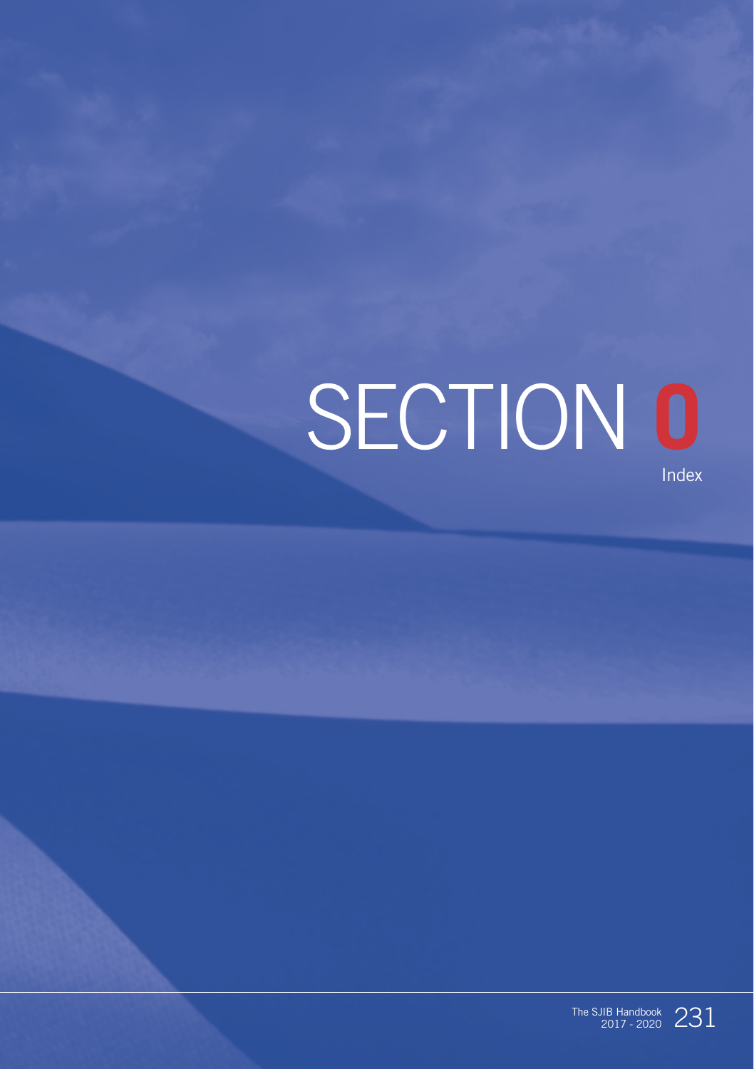# SECTION 0

Index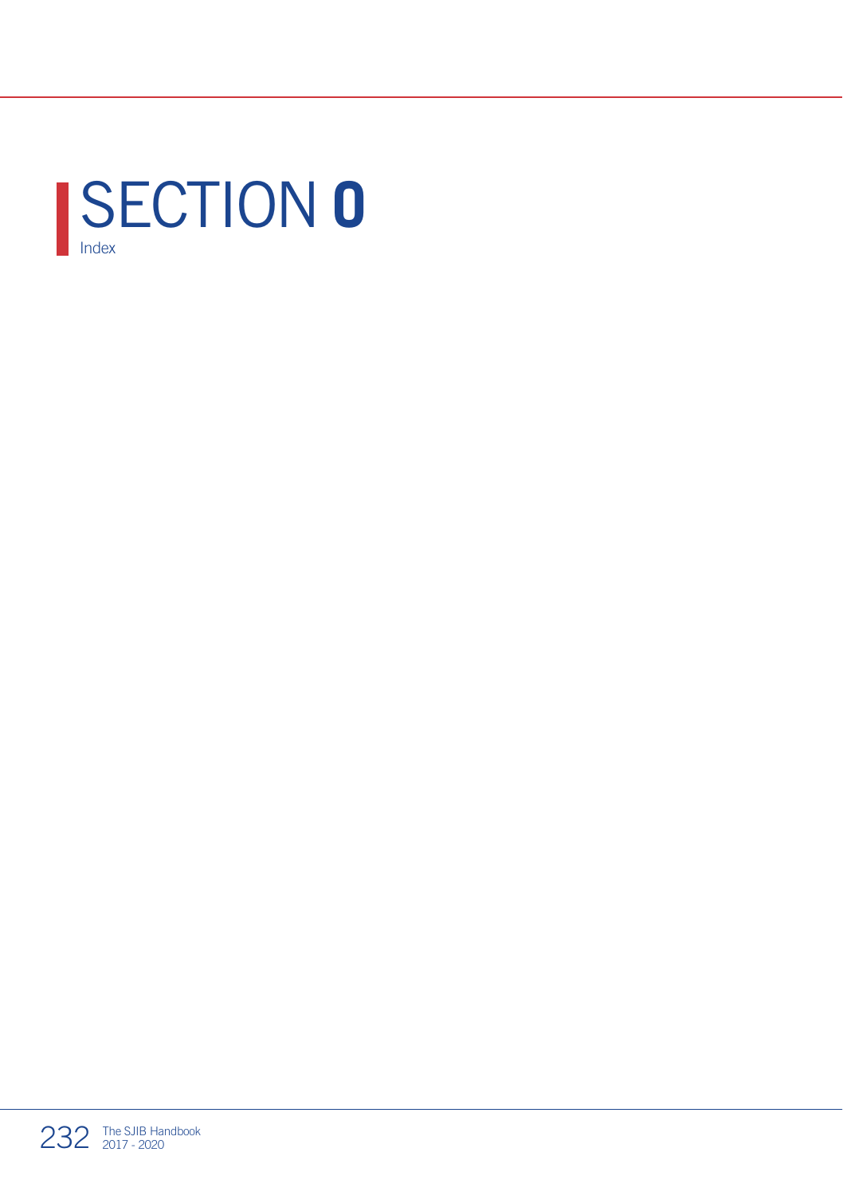# SECTION 0

Index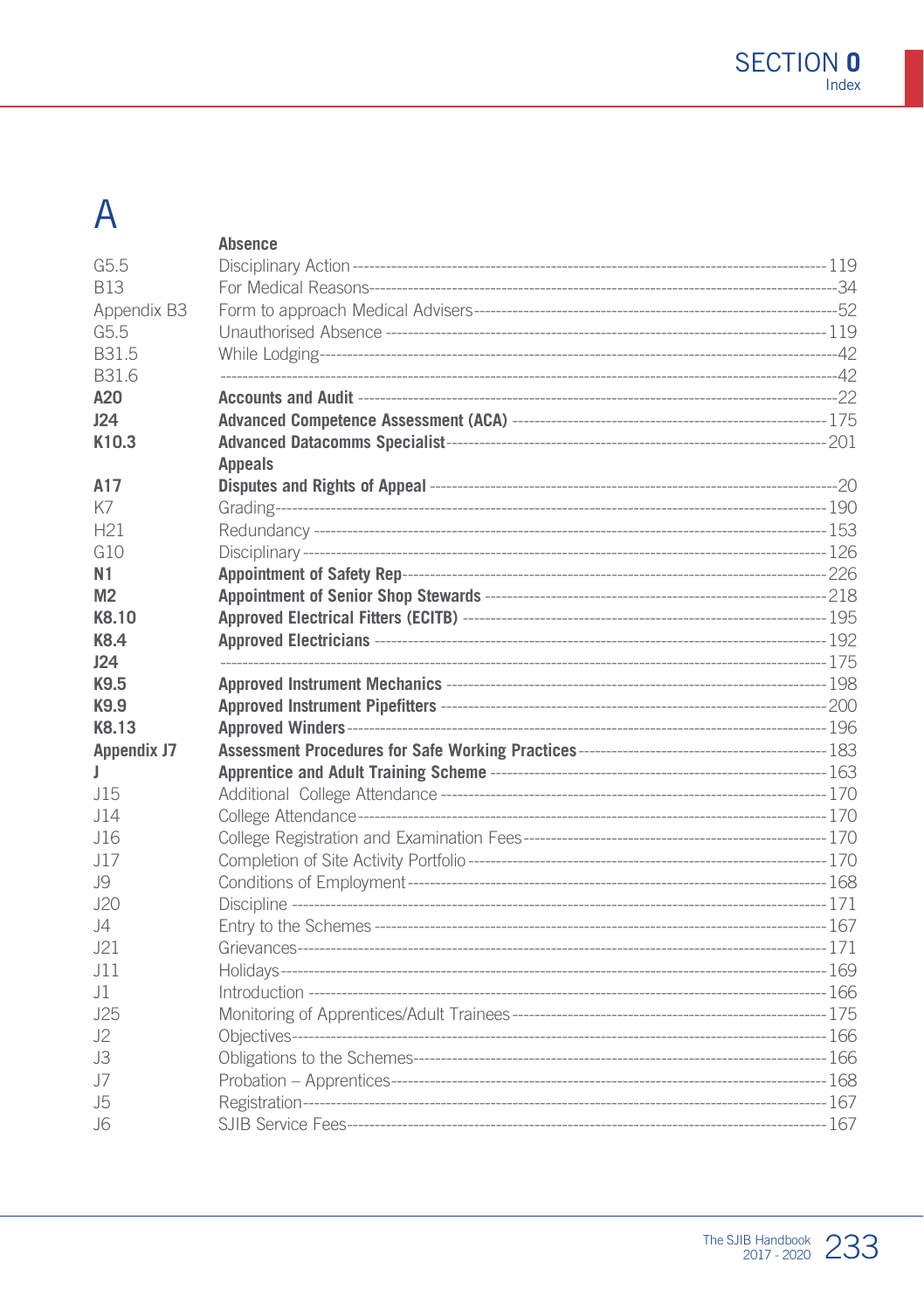# A

| Ref | Entry | Page |
|---|---|---|
| | **Absence** | |
| G5.5 | Disciplinary Action | 119 |
| B13 | For Medical Reasons | 34 |
| Appendix B3 | Form to approach Medical Advisers | 52 |
| G5.5 | Unauthorised Absence | 119 |
| B31.5 | While Lodging | 42 |
| B31.6 | | 42 |
| **A20** | **Accounts and Audit** | 22 |
| **J24** | **Advanced Competence Assessment (ACA)** | 175 |
| **K10.3** | **Advanced Datacomms Specialist** | 201 |
| | **Appeals** | |
| **A17** | **Disputes and Rights of Appeal** | 20 |
| K7 | Grading | 190 |
| H21 | Redundancy | 153 |
| G10 | Disciplinary | 126 |
| **N1** | **Appointment of Safety Rep** | 226 |
| **M2** | **Appointment of Senior Shop Stewards** | 218 |
| **K8.10** | **Approved Electrical Fitters (ECITB)** | 195 |
| **K8.4** | **Approved Electricians** | 192 |
| **J24** | | 175 |
| **K9.5** | **Approved Instrument Mechanics** | 198 |
| **K9.9** | **Approved Instrument Pipefitters** | 200 |
| **K8.13** | **Approved Winders** | 196 |
| **Appendix J7** | **Assessment Procedures for Safe Working Practices** | 183 |
| **J** | **Apprentice and Adult Training Scheme** | 163 |
| J15 | Additional College Attendance | 170 |
| J14 | College Attendance | 170 |
| J16 | College Registration and Examination Fees | 170 |
| J17 | Completion of Site Activity Portfolio | 170 |
| J9 | Conditions of Employment | 168 |
| J20 | Discipline | 171 |
| J4 | Entry to the Schemes | 167 |
| J21 | Grievances | 171 |
| J11 | Holidays | 169 |
| J1 | Introduction | 166 |
| J25 | Monitoring of Apprentices/Adult Trainees | 175 |
| J2 | Objectives | 166 |
| J3 | Obligations to the Schemes | 166 |
| J7 | Probation – Apprentices | 168 |
| J5 | Registration | 167 |
| J6 | SJIB Service Fees | 167 |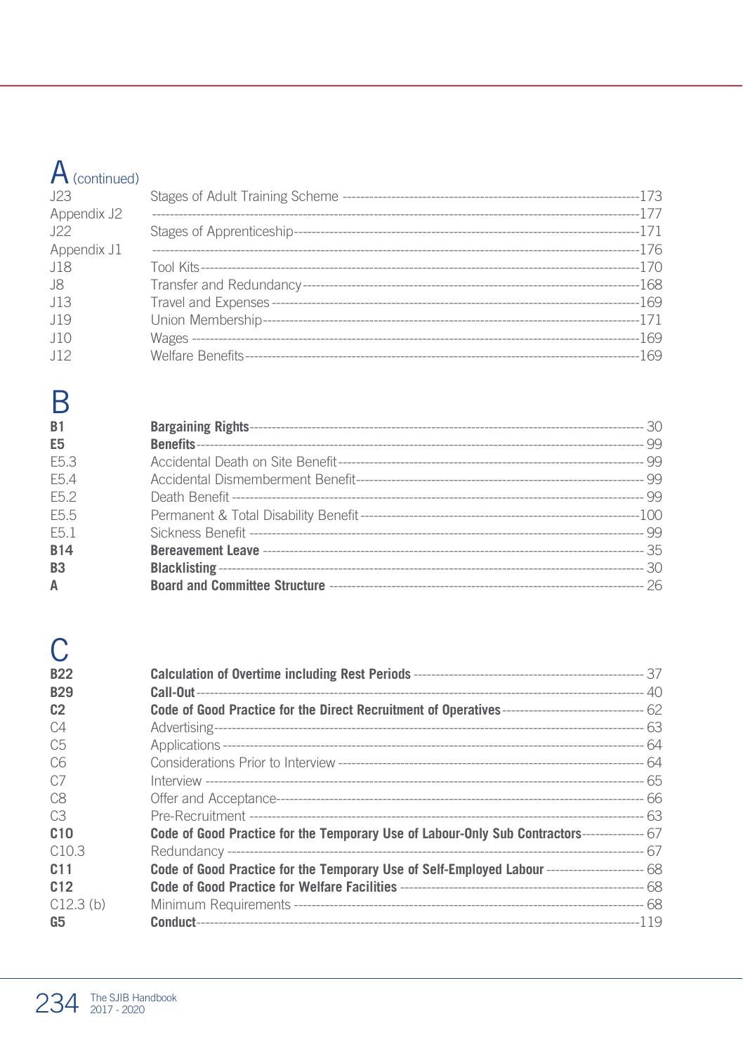# A (continued)

| | | |
|---|---|---|
| J23 | Stages of Adult Training Scheme | 173 |
| Appendix J2 | | 177 |
| J22 | Stages of Apprenticeship | 171 |
| Appendix J1 | | 176 |
| J18 | Tool Kits | 170 |
| J8 | Transfer and Redundancy | 168 |
| J13 | Travel and Expenses | 169 |
| J19 | Union Membership | 171 |
| J10 | Wages | 169 |
| J12 | Welfare Benefits | 169 |

# B

| | | |
|---|---|---|
| **B1** | **Bargaining Rights** | 30 |
| **E5** | **Benefits** | 99 |
| E5.3 | Accidental Death on Site Benefit | 99 |
| E5.4 | Accidental Dismemberment Benefit | 99 |
| E5.2 | Death Benefit | 99 |
| E5.5 | Permanent & Total Disability Benefit | 100 |
| E5.1 | Sickness Benefit | 99 |
| **B14** | **Bereavement Leave** | 35 |
| **B3** | **Blacklisting** | 30 |
| **A** | **Board and Committee Structure** | 26 |

# C

| | | |
|---|---|---|
| **B22** | **Calculation of Overtime including Rest Periods** | 37 |
| **B29** | **Call-Out** | 40 |
| **C2** | **Code of Good Practice for the Direct Recruitment of Operatives** | 62 |
| C4 | Advertising | 63 |
| C5 | Applications | 64 |
| C6 | Considerations Prior to Interview | 64 |
| C7 | Interview | 65 |
| C8 | Offer and Acceptance | 66 |
| C3 | Pre-Recruitment | 63 |
| **C10** | **Code of Good Practice for the Temporary Use of Labour-Only Sub Contractors** | 67 |
| C10.3 | Redundancy | 67 |
| **C11** | **Code of Good Practice for the Temporary Use of Self-Employed Labour** | 68 |
| **C12** | **Code of Good Practice for Welfare Facilities** | 68 |
| C12.3 (b) | Minimum Requirements | 68 |
| **G5** | **Conduct** | 119 |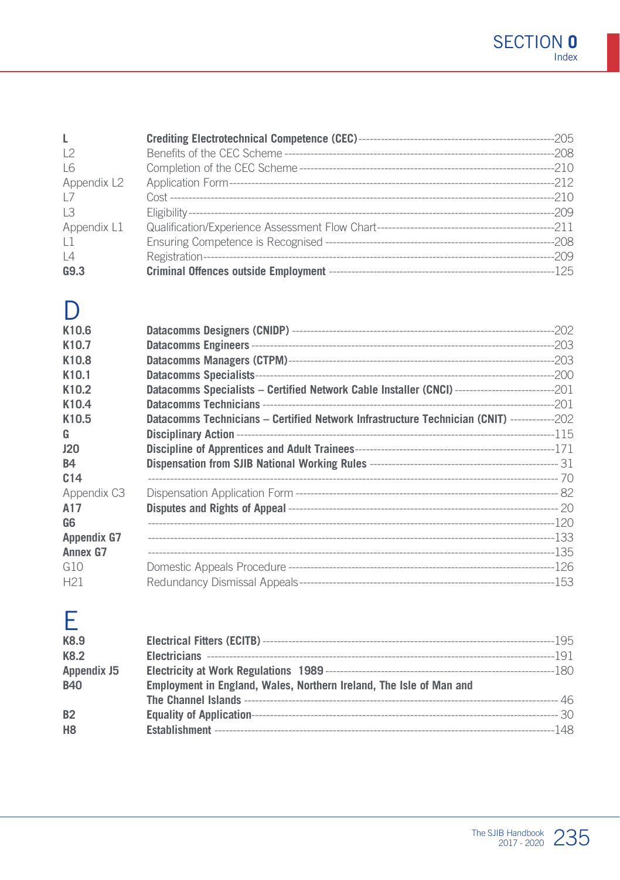| | | |
|---|---|---|
| **L** | **Crediting Electrotechnical Competence (CEC)** | 205 |
| L2 | Benefits of the CEC Scheme | 208 |
| L6 | Completion of the CEC Scheme | 210 |
| Appendix L2 | Application Form | 212 |
| L7 | Cost | 210 |
| L3 | Eligibility | 209 |
| Appendix L1 | Qualification/Experience Assessment Flow Chart | 211 |
| L1 | Ensuring Competence is Recognised | 208 |
| L4 | Registration | 209 |
| **G9.3** | **Criminal Offences outside Employment** | 125 |

# D

| | | |
|---|---|---|
| **K10.6** | **Datacomms Designers (CNIDP)** | 202 |
| **K10.7** | **Datacomms Engineers** | 203 |
| **K10.8** | **Datacomms Managers (CTPM)** | 203 |
| **K10.1** | **Datacomms Specialists** | 200 |
| **K10.2** | **Datacomms Specialists – Certified Network Cable Installer (CNCI)** | 201 |
| **K10.4** | **Datacomms Technicians** | 201 |
| **K10.5** | **Datacomms Technicians – Certified Network Infrastructure Technician (CNIT)** | 202 |
| **G** | **Disciplinary Action** | 115 |
| **J20** | **Discipline of Apprentices and Adult Trainees** | 171 |
| **B4** | **Dispensation from SJIB National Working Rules** | 31 |
| **C14** | | 70 |
| Appendix C3 | Dispensation Application Form | 82 |
| **A17** | **Disputes and Rights of Appeal** | 20 |
| **G6** | | 120 |
| **Appendix G7** | | 133 |
| **Annex G7** | | 135 |
| G10 | Domestic Appeals Procedure | 126 |
| H21 | Redundancy Dismissal Appeals | 153 |

# E

| | | |
|---|---|---|
| **K8.9** | **Electrical Fitters (ECITB)** | 195 |
| **K8.2** | **Electricians** | 191 |
| **Appendix J5** | **Electricity at Work Regulations 1989** | 180 |
| **B40** | **Employment in England, Wales, Northern Ireland, The Isle of Man and The Channel Islands** | 46 |
| **B2** | **Equality of Application** | 30 |
| **H8** | **Establishment** | 148 |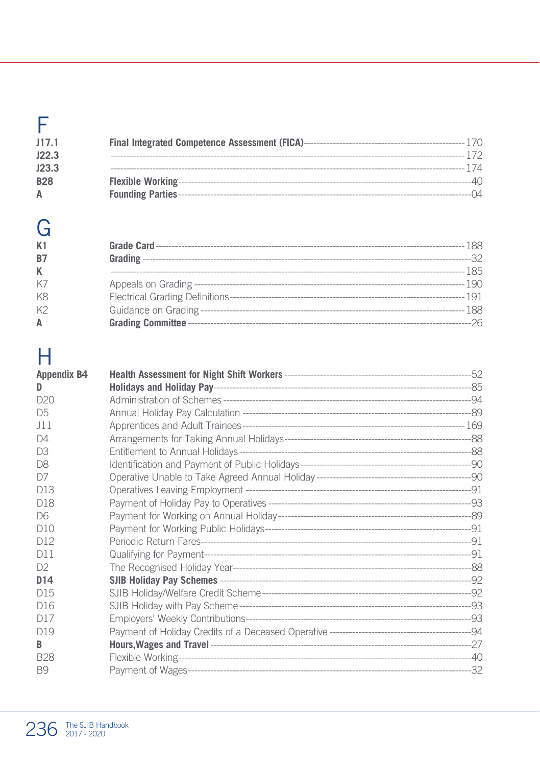# F

| | | |
|---|---|---|
| **J17.1** | **Final Integrated Competence Assessment (FICA)** | 170 |
| **J22.3** | | 172 |
| **J23.3** | | 174 |
| **B28** | **Flexible Working** | 40 |
| **A** | **Founding Parties** | 04 |

# G

| | | |
|---|---|---|
| **K1** | **Grade Card** | 188 |
| **B7** | **Grading** | 32 |
| **K** | | 185 |
| K7 | Appeals on Grading | 190 |
| K8 | Electrical Grading Definitions | 191 |
| K2 | Guidance on Grading | 188 |
| **A** | **Grading Committee** | 26 |

# H

| | | |
|---|---|---|
| **Appendix B4** | **Health Assessment for Night Shift Workers** | 52 |
| **D** | **Holidays and Holiday Pay** | 85 |
| D20 | Administration of Schemes | 94 |
| D5 | Annual Holiday Pay Calculation | 89 |
| J11 | Apprentices and Adult Trainees | 169 |
| D4 | Arrangements for Taking Annual Holidays | 88 |
| D3 | Entitlement to Annual Holidays | 88 |
| D8 | Identification and Payment of Public Holidays | 90 |
| D7 | Operative Unable to Take Agreed Annual Holiday | 90 |
| D13 | Operatives Leaving Employment | 91 |
| D18 | Payment of Holiday Pay to Operatives | 93 |
| D6 | Payment for Working on Annual Holiday | 89 |
| D10 | Payment for Working Public Holidays | 91 |
| D12 | Periodic Return Fares | 91 |
| D11 | Qualifying for Payment | 91 |
| D2 | The Recognised Holiday Year | 88 |
| **D14** | **SJIB Holiday Pay Schemes** | 92 |
| D15 | SJIB Holiday/Welfare Credit Scheme | 92 |
| D16 | SJIB Holiday with Pay Scheme | 93 |
| D17 | Employers' Weekly Contributions | 93 |
| D19 | Payment of Holiday Credits of a Deceased Operative | 94 |
| **B** | **Hours,Wages and Travel** | 27 |
| B28 | Flexible Working | 40 |
| B9 | Payment of Wages | 32 |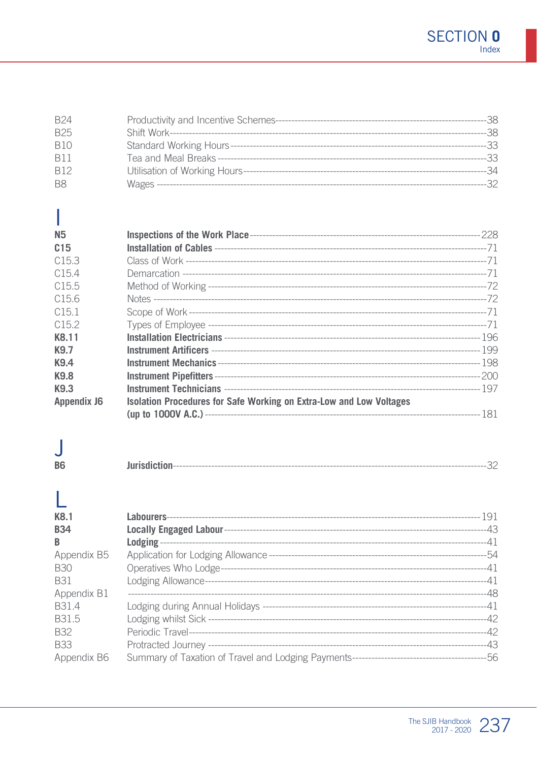| | | |
|---|---|---|
| B24 | Productivity and Incentive Schemes | 38 |
| B25 | Shift Work | 38 |
| B10 | Standard Working Hours | 33 |
| B11 | Tea and Meal Breaks | 33 |
| B12 | Utilisation of Working Hours | 34 |
| B8 | Wages | 32 |

# I

| | | |
|---|---|---|
| **N5** | **Inspections of the Work Place** | 228 |
| **C15** | **Installation of Cables** | 71 |
| C15.3 | Class of Work | 71 |
| C15.4 | Demarcation | 71 |
| C15.5 | Method of Working | 72 |
| C15.6 | Notes | 72 |
| C15.1 | Scope of Work | 71 |
| C15.2 | Types of Employee | 71 |
| **K8.11** | **Installation Electricians** | 196 |
| **K9.7** | **Instrument Artificers** | 199 |
| **K9.4** | **Instrument Mechanics** | 198 |
| **K9.8** | **Instrument Pipefitters** | 200 |
| **K9.3** | **Instrument Technicians** | 197 |
| **Appendix J6** | **Isolation Procedures for Safe Working on Extra-Low and Low Voltages (up to 1000V A.C.)** | 181 |

# J

| | | |
|---|---|---|
| **B6** | **Jurisdiction** | 32 |

# L

| | | |
|---|---|---|
| **K8.1** | **Labourers** | 191 |
| **B34** | **Locally Engaged Labour** | 43 |
| **B** | **Lodging** | 41 |
| Appendix B5 | Application for Lodging Allowance | 54 |
| B30 | Operatives Who Lodge | 41 |
| B31 | Lodging Allowance | 41 |
| Appendix B1 | | 48 |
| B31.4 | Lodging during Annual Holidays | 41 |
| B31.5 | Lodging whilst Sick | 42 |
| B32 | Periodic Travel | 42 |
| B33 | Protracted Journey | 43 |
| Appendix B6 | Summary of Taxation of Travel and Lodging Payments | 56 |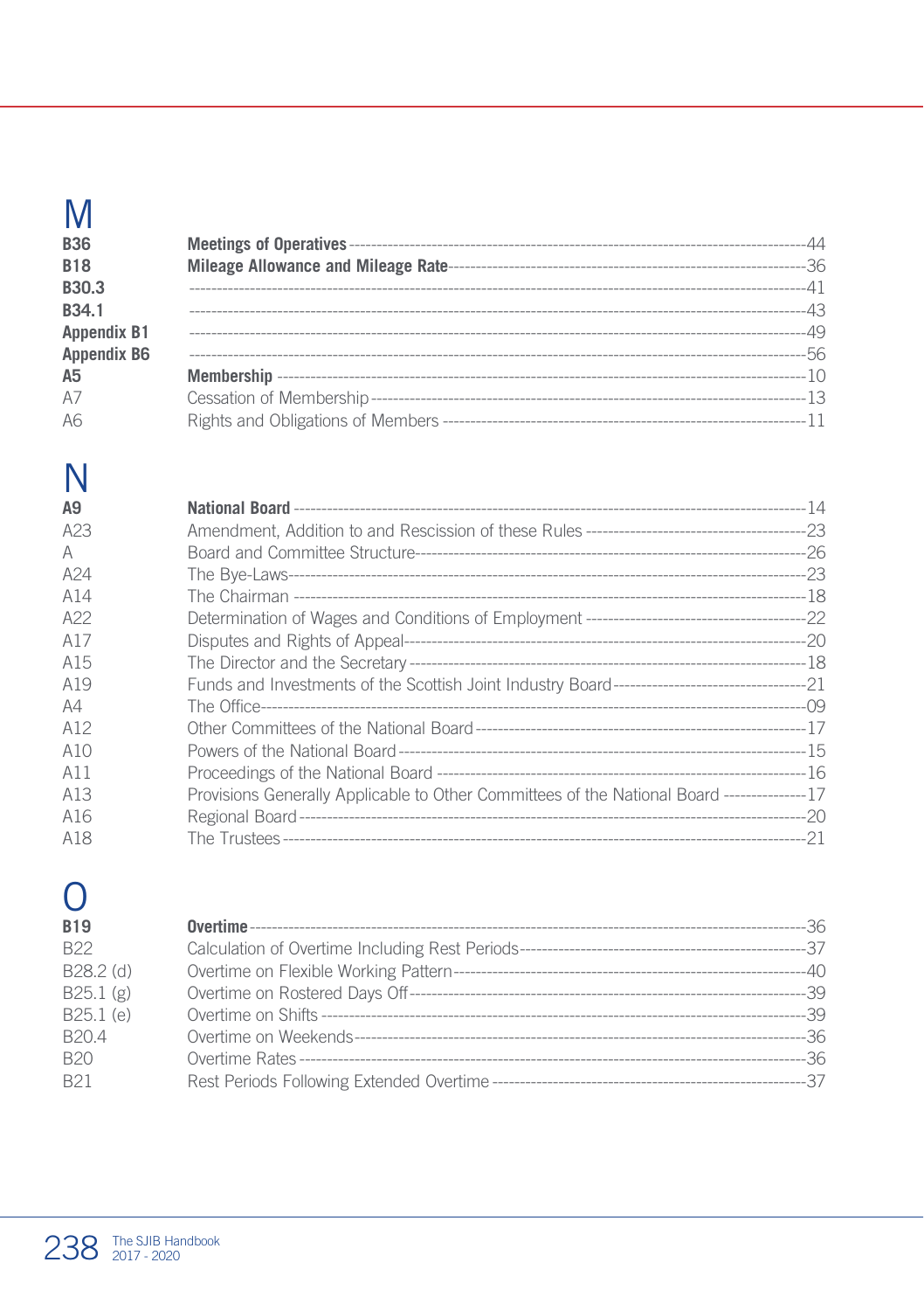# M

| | | |
|---|---|---|
| **B36** | **Meetings of Operatives** | 44 |
| **B18** | **Mileage Allowance and Mileage Rate** | 36 |
| **B30.3** | | 41 |
| **B34.1** | | 43 |
| **Appendix B1** | | 49 |
| **Appendix B6** | | 56 |
| **A5** | **Membership** | 10 |
| A7 | Cessation of Membership | 13 |
| A6 | Rights and Obligations of Members | 11 |

# N

| | | |
|---|---|---|
| **A9** | **National Board** | 14 |
| A23 | Amendment, Addition to and Rescission of these Rules | 23 |
| A | Board and Committee Structure | 26 |
| A24 | The Bye-Laws | 23 |
| A14 | The Chairman | 18 |
| A22 | Determination of Wages and Conditions of Employment | 22 |
| A17 | Disputes and Rights of Appeal | 20 |
| A15 | The Director and the Secretary | 18 |
| A19 | Funds and Investments of the Scottish Joint Industry Board | 21 |
| A4 | The Office | 09 |
| A12 | Other Committees of the National Board | 17 |
| A10 | Powers of the National Board | 15 |
| A11 | Proceedings of the National Board | 16 |
| A13 | Provisions Generally Applicable to Other Committees of the National Board | 17 |
| A16 | Regional Board | 20 |
| A18 | The Trustees | 21 |

# O

| | | |
|---|---|---|
| **B19** | **Overtime** | 36 |
| B22 | Calculation of Overtime Including Rest Periods | 37 |
| B28.2 (d) | Overtime on Flexible Working Pattern | 40 |
| B25.1 (g) | Overtime on Rostered Days Off | 39 |
| B25.1 (e) | Overtime on Shifts | 39 |
| B20.4 | Overtime on Weekends | 36 |
| B20 | Overtime Rates | 36 |
| B21 | Rest Periods Following Extended Overtime | 37 |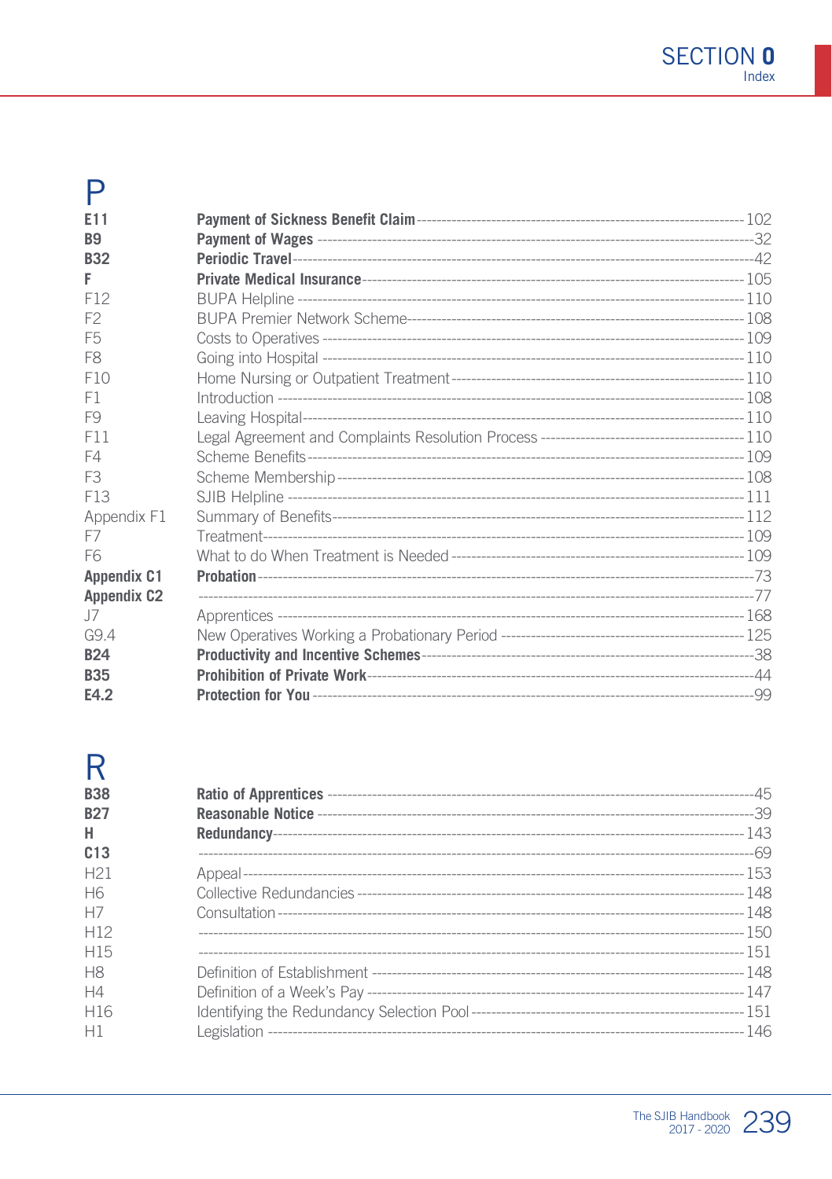## P

| | | |
|---|---|---|
| **E11** | **Payment of Sickness Benefit Claim** | 102 |
| **B9** | **Payment of Wages** | 32 |
| **B32** | **Periodic Travel** | 42 |
| **F** | **Private Medical Insurance** | 105 |
| F12 | BUPA Helpline | 110 |
| F2 | BUPA Premier Network Scheme | 108 |
| F5 | Costs to Operatives | 109 |
| F8 | Going into Hospital | 110 |
| F10 | Home Nursing or Outpatient Treatment | 110 |
| F1 | Introduction | 108 |
| F9 | Leaving Hospital | 110 |
| F11 | Legal Agreement and Complaints Resolution Process | 110 |
| F4 | Scheme Benefits | 109 |
| F3 | Scheme Membership | 108 |
| F13 | SJIB Helpline | 111 |
| Appendix F1 | Summary of Benefits | 112 |
| F7 | Treatment | 109 |
| F6 | What to do When Treatment is Needed | 109 |
| **Appendix C1** | **Probation** | 73 |
| **Appendix C2** | | 77 |
| J7 | Apprentices | 168 |
| G9.4 | New Operatives Working a Probationary Period | 125 |
| **B24** | **Productivity and Incentive Schemes** | 38 |
| **B35** | **Prohibition of Private Work** | 44 |
| **E4.2** | **Protection for You** | 99 |

## R

| | | |
|---|---|---|
| **B38** | **Ratio of Apprentices** | 45 |
| **B27** | **Reasonable Notice** | 39 |
| **H** | **Redundancy** | 143 |
| **C13** | | 69 |
| H21 | Appeal | 153 |
| H6 | Collective Redundancies | 148 |
| H7 | Consultation | 148 |
| H12 | | 150 |
| H15 | | 151 |
| H8 | Definition of Establishment | 148 |
| H4 | Definition of a Week's Pay | 147 |
| H16 | Identifying the Redundancy Selection Pool | 151 |
| H1 | Legislation | 146 |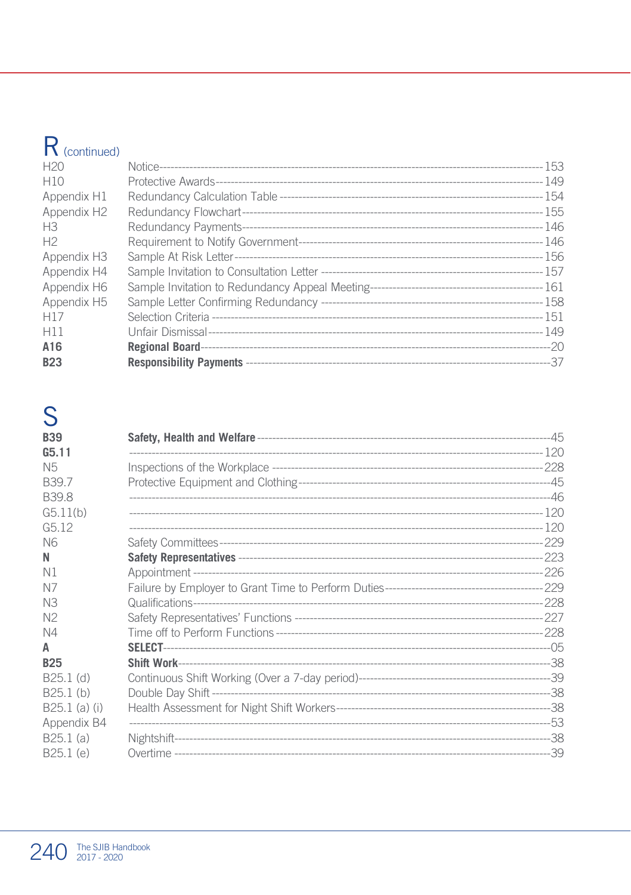# R (continued)

| | | |
|---|---|---|
| H20 | Notice | 153 |
| H10 | Protective Awards | 149 |
| Appendix H1 | Redundancy Calculation Table | 154 |
| Appendix H2 | Redundancy Flowchart | 155 |
| H3 | Redundancy Payments | 146 |
| H2 | Requirement to Notify Government | 146 |
| Appendix H3 | Sample At Risk Letter | 156 |
| Appendix H4 | Sample Invitation to Consultation Letter | 157 |
| Appendix H6 | Sample Invitation to Redundancy Appeal Meeting | 161 |
| Appendix H5 | Sample Letter Confirming Redundancy | 158 |
| H17 | Selection Criteria | 151 |
| H11 | Unfair Dismissal | 149 |
| **A16** | **Regional Board** | 20 |
| **B23** | **Responsibility Payments** | 37 |

# S

| | | |
|---|---|---|
| **B39** | **Safety, Health and Welfare** | 45 |
| **G5.11** | | 120 |
| N5 | Inspections of the Workplace | 228 |
| B39.7 | Protective Equipment and Clothing | 45 |
| B39.8 | | 46 |
| G5.11(b) | | 120 |
| G5.12 | | 120 |
| N6 | Safety Committees | 229 |
| **N** | **Safety Representatives** | 223 |
| N1 | Appointment | 226 |
| N7 | Failure by Employer to Grant Time to Perform Duties | 229 |
| N3 | Qualifications | 228 |
| N2 | Safety Representatives' Functions | 227 |
| N4 | Time off to Perform Functions | 228 |
| **A** | **SELECT** | 05 |
| **B25** | **Shift Work** | 38 |
| B25.1 (d) | Continuous Shift Working (Over a 7-day period) | 39 |
| B25.1 (b) | Double Day Shift | 38 |
| B25.1 (a) (i) | Health Assessment for Night Shift Workers | 38 |
| Appendix B4 | | 53 |
| B25.1 (a) | Nightshift | 38 |
| B25.1 (e) | Overtime | 39 |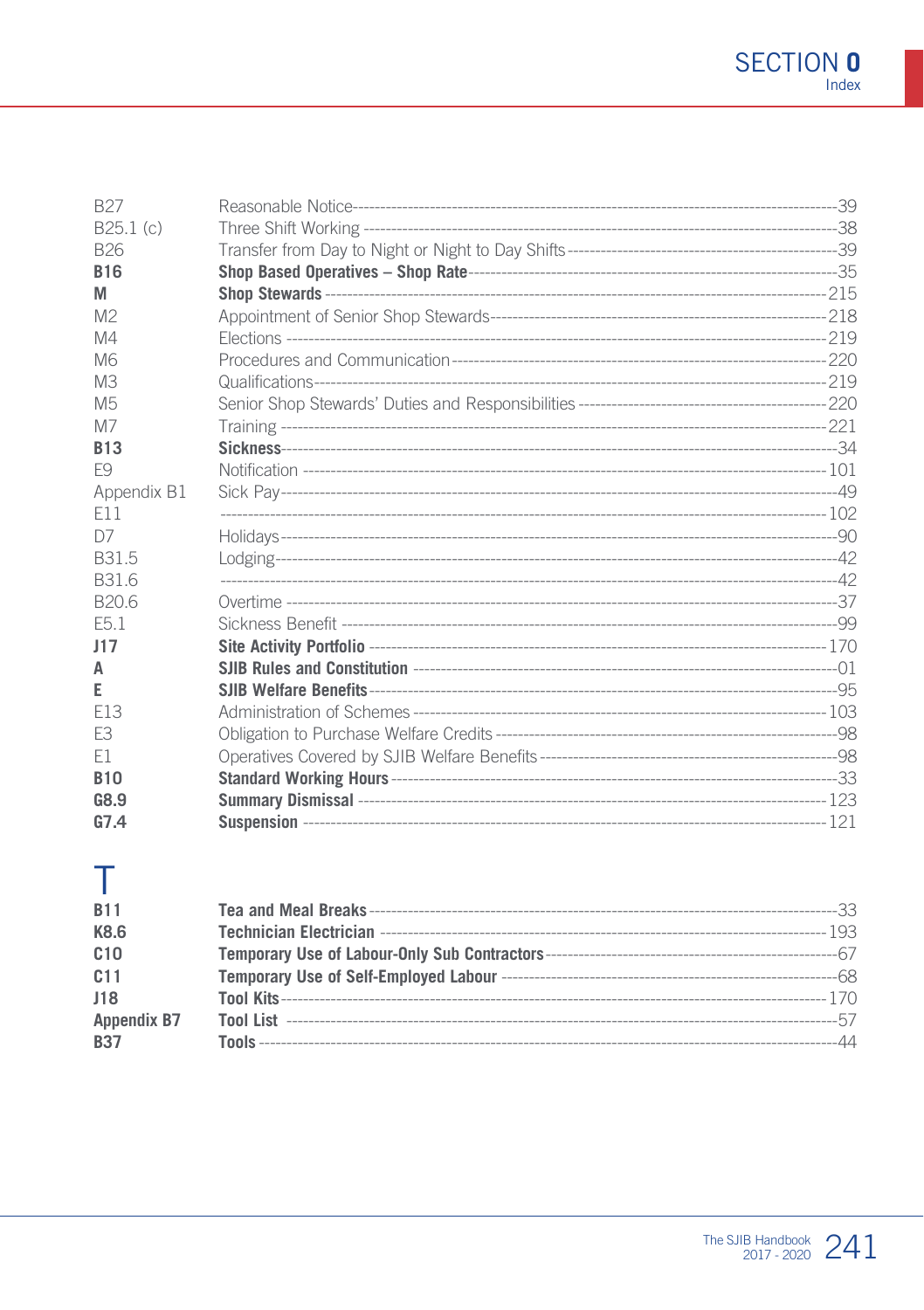| | | |
|---|---|---|
| B27 | Reasonable Notice | 39 |
| B25.1 (c) | Three Shift Working | 38 |
| B26 | Transfer from Day to Night or Night to Day Shifts | 39 |
| **B16** | **Shop Based Operatives – Shop Rate** | 35 |
| **M** | **Shop Stewards** | 215 |
| M2 | Appointment of Senior Shop Stewards | 218 |
| M4 | Elections | 219 |
| M6 | Procedures and Communication | 220 |
| M3 | Qualifications | 219 |
| M5 | Senior Shop Stewards' Duties and Responsibilities | 220 |
| M7 | Training | 221 |
| **B13** | **Sickness** | 34 |
| E9 | Notification | 101 |
| Appendix B1 | Sick Pay | 49 |
| E11 | | 102 |
| D7 | Holidays | 90 |
| B31.5 | Lodging | 42 |
| B31.6 | | 42 |
| B20.6 | Overtime | 37 |
| E5.1 | Sickness Benefit | 99 |
| **J17** | **Site Activity Portfolio** | 170 |
| **A** | **SJIB Rules and Constitution** | 01 |
| **E** | **SJIB Welfare Benefits** | 95 |
| E13 | Administration of Schemes | 103 |
| E3 | Obligation to Purchase Welfare Credits | 98 |
| E1 | Operatives Covered by SJIB Welfare Benefits | 98 |
| **B10** | **Standard Working Hours** | 33 |
| **G8.9** | **Summary Dismissal** | 123 |
| **G7.4** | **Suspension** | 121 |

# T

| | | |
|---|---|---|
| **B11** | **Tea and Meal Breaks** | 33 |
| **K8.6** | **Technician Electrician** | 193 |
| **C10** | **Temporary Use of Labour-Only Sub Contractors** | 67 |
| **C11** | **Temporary Use of Self-Employed Labour** | 68 |
| **J18** | **Tool Kits** | 170 |
| **Appendix B7** | **Tool List** | 57 |
| **B37** | **Tools** | 44 |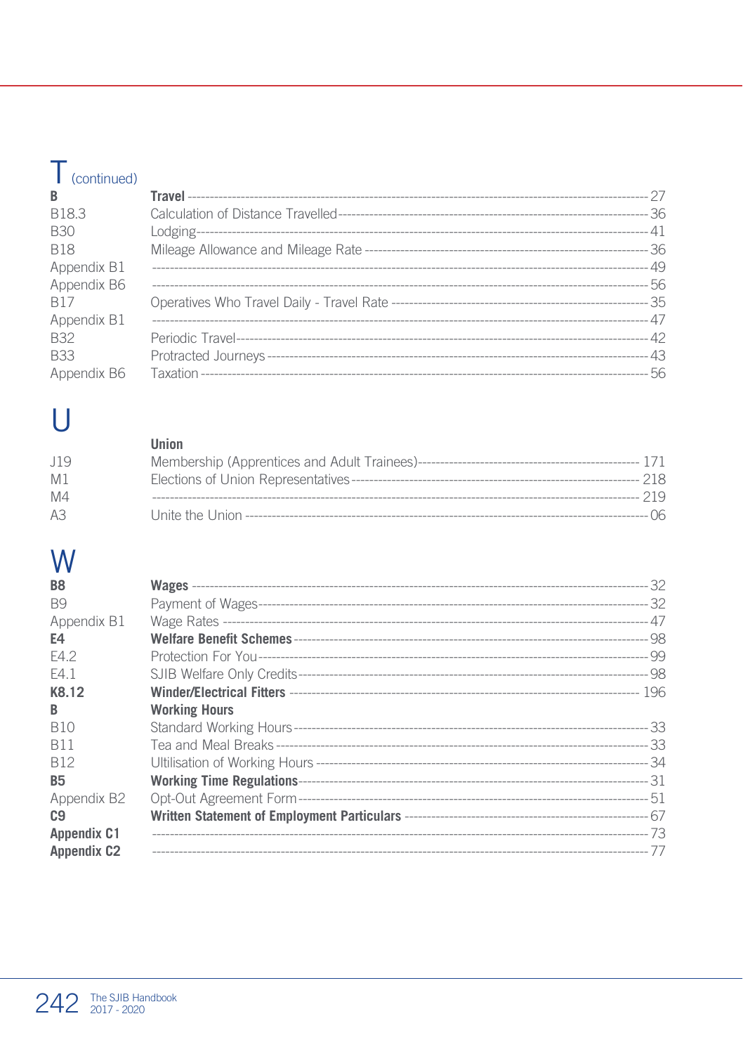# T (continued)

| | | |
|---|---|---|
| **B** | **Travel** | 27 |
| B18.3 | Calculation of Distance Travelled | 36 |
| B30 | Lodging | 41 |
| B18 | Mileage Allowance and Mileage Rate | 36 |
| Appendix B1 | | 49 |
| Appendix B6 | | 56 |
| B17 | Operatives Who Travel Daily - Travel Rate | 35 |
| Appendix B1 | | 47 |
| B32 | Periodic Travel | 42 |
| B33 | Protracted Journeys | 43 |
| Appendix B6 | Taxation | 56 |

# U

| | | |
|---|---|---|
| | **Union** | |
| J19 | Membership (Apprentices and Adult Trainees) | 171 |
| M1 | Elections of Union Representatives | 218 |
| M4 | | 219 |
| A3 | Unite the Union | 06 |

# W

| | | |
|---|---|---|
| **B8** | **Wages** | 32 |
| B9 | Payment of Wages | 32 |
| Appendix B1 | Wage Rates | 47 |
| **E4** | **Welfare Benefit Schemes** | 98 |
| E4.2 | Protection For You | 99 |
| E4.1 | SJIB Welfare Only Credits | 98 |
| **K8.12** | **Winder/Electrical Fitters** | 196 |
| **B** | **Working Hours** | |
| B10 | Standard Working Hours | 33 |
| B11 | Tea and Meal Breaks | 33 |
| B12 | Ultilisation of Working Hours | 34 |
| **B5** | **Working Time Regulations** | 31 |
| Appendix B2 | Opt-Out Agreement Form | 51 |
| **C9** | **Written Statement of Employment Particulars** | 67 |
| **Appendix C1** | | 73 |
| **Appendix C2** | | 77 |